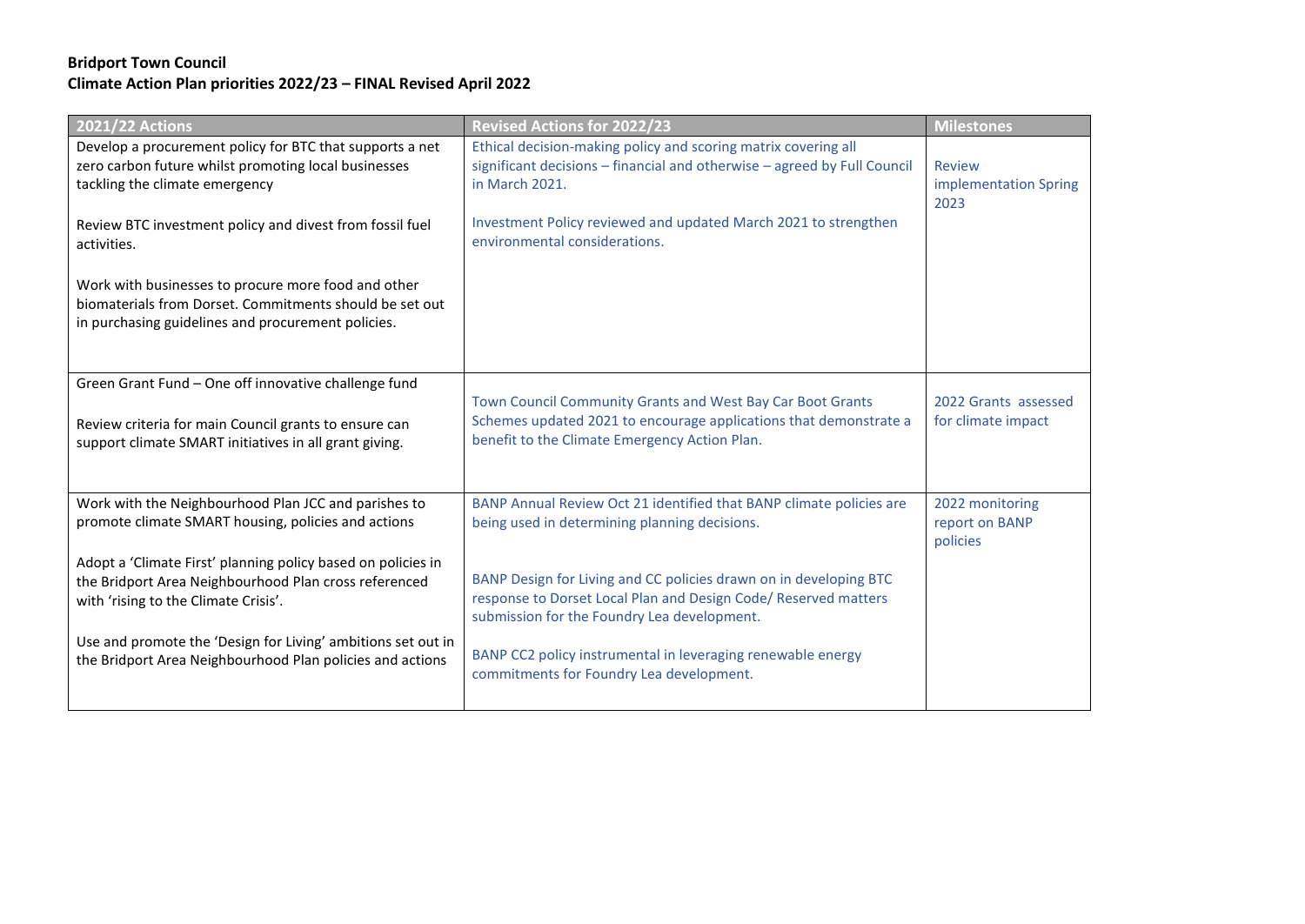**Bridport Town Council**
**Climate Action Plan priorities 2022/23 – FINAL Revised April 2022**

| 2021/22 Actions | Revised Actions for 2022/23 | Milestones |
|---|---|---|
| Develop a procurement policy for BTC that supports a net zero carbon future whilst promoting local businesses tackling the climate emergency<br><br>Review BTC investment policy and divest from fossil fuel activities.<br><br>Work with businesses to procure more food and other biomaterials from Dorset. Commitments should be set out in purchasing guidelines and procurement policies. | Ethical decision-making policy and scoring matrix covering all significant decisions – financial and otherwise – agreed by Full Council in March 2021.<br><br>Investment Policy reviewed and updated March 2021 to strengthen environmental considerations. | Review implementation Spring 2023 |
| Green Grant Fund – One off innovative challenge fund<br><br>Review criteria for main Council grants to ensure can support climate SMART initiatives in all grant giving. | Town Council Community Grants and West Bay Car Boot Grants Schemes updated 2021 to encourage applications that demonstrate a benefit to the Climate Emergency Action Plan. | 2022 Grants assessed for climate impact |
| Work with the Neighbourhood Plan JCC and parishes to promote climate SMART housing, policies and actions<br><br>Adopt a 'Climate First' planning policy based on policies in the Bridport Area Neighbourhood Plan cross referenced with 'rising to the Climate Crisis'.<br><br>Use and promote the 'Design for Living' ambitions set out in the Bridport Area Neighbourhood Plan policies and actions | BANP Annual Review Oct 21 identified that BANP climate policies are being used in determining planning decisions.<br><br>BANP Design for Living and CC policies drawn on in developing BTC response to Dorset Local Plan and Design Code/ Reserved matters submission for the Foundry Lea development.<br><br>BANP CC2 policy instrumental in leveraging renewable energy commitments for Foundry Lea development. | 2022 monitoring report on BANP policies |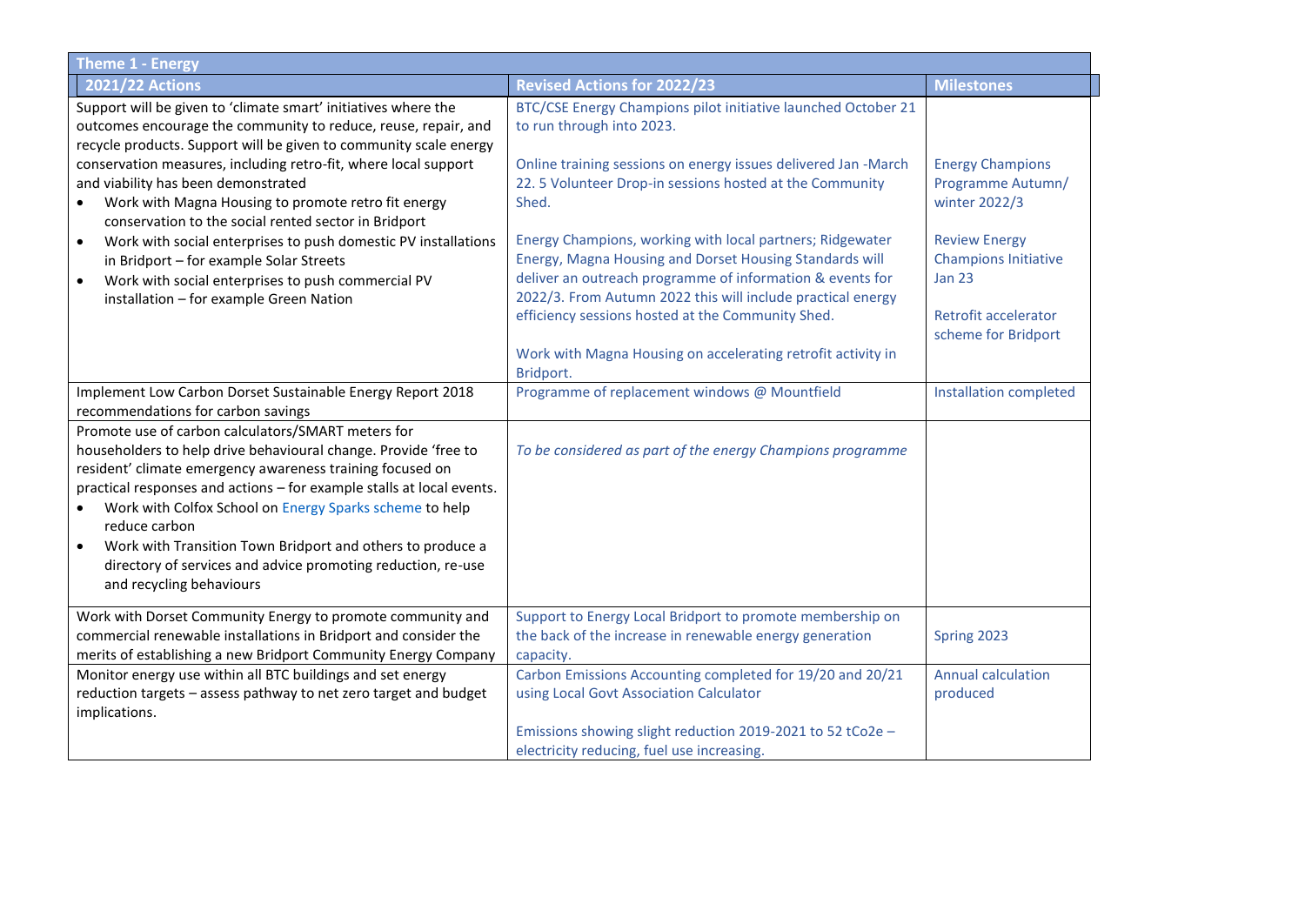| Theme 1 - Energy | | |
|---|---|---|
| **2021/22 Actions** | **Revised Actions for 2022/23** | **Milestones** |
| Support will be given to 'climate smart' initiatives where the outcomes encourage the community to reduce, reuse, repair, and recycle products. Support will be given to community scale energy conservation measures, including retro-fit, where local support and viability has been demonstrated<br>• Work with Magna Housing to promote retro fit energy conservation to the social rented sector in Bridport<br>• Work with social enterprises to push domestic PV installations in Bridport – for example Solar Streets<br>• Work with social enterprises to push commercial PV installation – for example Green Nation | BTC/CSE Energy Champions pilot initiative launched October 21 to run through into 2023.<br><br>Online training sessions on energy issues delivered Jan -March 22. 5 Volunteer Drop-in sessions hosted at the Community Shed.<br><br>Energy Champions, working with local partners; Ridgewater Energy, Magna Housing and Dorset Housing Standards will deliver an outreach programme of information & events for 2022/3. From Autumn 2022 this will include practical energy efficiency sessions hosted at the Community Shed.<br><br>Work with Magna Housing on accelerating retrofit activity in Bridport. | Energy Champions Programme Autumn/ winter 2022/3<br><br>Review Energy Champions Initiative Jan 23<br><br>Retrofit accelerator scheme for Bridport |
| Implement Low Carbon Dorset Sustainable Energy Report 2018 recommendations for carbon savings | Programme of replacement windows @ Mountfield | Installation completed |
| Promote use of carbon calculators/SMART meters for householders to help drive behavioural change. Provide 'free to resident' climate emergency awareness training focused on practical responses and actions – for example stalls at local events.<br>• Work with Colfox School on Energy Sparks scheme to help reduce carbon<br>• Work with Transition Town Bridport and others to produce a directory of services and advice promoting reduction, re-use and recycling behaviours | *To be considered as part of the energy Champions programme* | |
| Work with Dorset Community Energy to promote community and commercial renewable installations in Bridport and consider the merits of establishing a new Bridport Community Energy Company | Support to Energy Local Bridport to promote membership on the back of the increase in renewable energy generation capacity. | Spring 2023 |
| Monitor energy use within all BTC buildings and set energy reduction targets – assess pathway to net zero target and budget implications. | Carbon Emissions Accounting completed for 19/20 and 20/21 using Local Govt Association Calculator<br><br>Emissions showing slight reduction 2019-2021 to 52 $tCo2e$ – electricity reducing, fuel use increasing. | Annual calculation produced |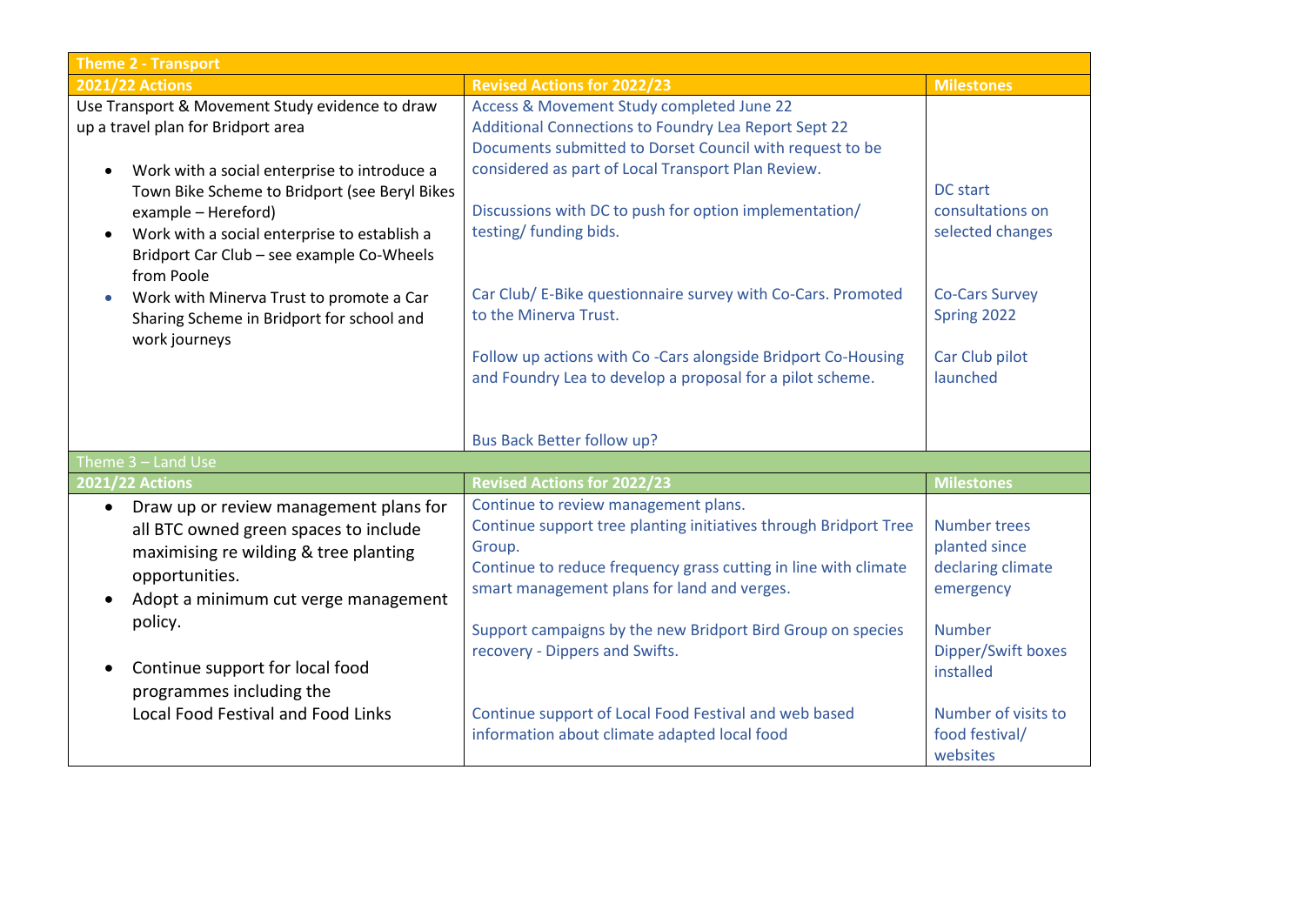| Theme 2 - Transport | | |
|---|---|---|
| **2021/22 Actions** | **Revised Actions for 2022/23** | **Milestones** |
| Use Transport & Movement Study evidence to draw up a travel plan for Bridport area<br><br>• Work with a social enterprise to introduce a Town Bike Scheme to Bridport (see Beryl Bikes example – Hereford)<br>• Work with a social enterprise to establish a Bridport Car Club – see example Co-Wheels from Poole<br>• Work with Minerva Trust to promote a Car Sharing Scheme in Bridport for school and work journeys | Access & Movement Study completed June 22<br>Additional Connections to Foundry Lea Report Sept 22<br>Documents submitted to Dorset Council with request to be considered as part of Local Transport Plan Review.<br><br>Discussions with DC to push for option implementation/ testing/ funding bids.<br><br>Car Club/ E-Bike questionnaire survey with Co-Cars. Promoted to the Minerva Trust.<br><br>Follow up actions with Co -Cars alongside Bridport Co-Housing and Foundry Lea to develop a proposal for a pilot scheme.<br><br>Bus Back Better follow up? | DC start consultations on selected changes<br><br>Co-Cars Survey Spring 2022<br><br>Car Club pilot launched |

| Theme 3 – Land Use | | |
|---|---|---|
| **2021/22 Actions** | **Revised Actions for 2022/23** | **Milestones** |
| • Draw up or review management plans for all BTC owned green spaces to include maximising re wilding & tree planting opportunities.<br>• Adopt a minimum cut verge management policy.<br><br>• Continue support for local food programmes including the Local Food Festival and Food Links | Continue to review management plans.<br>Continue support tree planting initiatives through Bridport Tree Group.<br>Continue to reduce frequency grass cutting in line with climate smart management plans for land and verges.<br><br>Support campaigns by the new Bridport Bird Group on species recovery - Dippers and Swifts.<br><br>Continue support of Local Food Festival and web based information about climate adapted local food | Number trees planted since declaring climate emergency<br><br>Number Dipper/Swift boxes installed<br><br>Number of visits to food festival/ websites |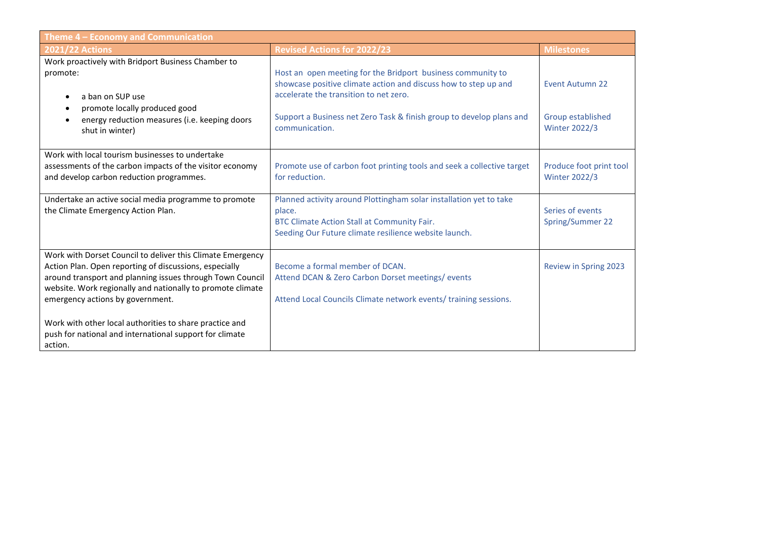| Theme 4 – Economy and Communication | | |
|---|---|---|
| **2021/22 Actions** | **Revised Actions for 2022/23** | **Milestones** |
| Work proactively with Bridport Business Chamber to promote:<br>• a ban on SUP use<br>• promote locally produced good<br>• energy reduction measures (i.e. keeping doors shut in winter) | Host an open meeting for the Bridport business community to showcase positive climate action and discuss how to step up and accelerate the transition to net zero.<br><br>Support a Business net Zero Task & finish group to develop plans and communication. | Event Autumn 22<br><br>Group established Winter 2022/3 |
| Work with local tourism businesses to undertake assessments of the carbon impacts of the visitor economy and develop carbon reduction programmes. | Promote use of carbon foot printing tools and seek a collective target for reduction. | Produce foot print tool Winter 2022/3 |
| Undertake an active social media programme to promote the Climate Emergency Action Plan. | Planned activity around Plottingham solar installation yet to take place.<br>BTC Climate Action Stall at Community Fair.<br>Seeding Our Future climate resilience website launch. | Series of events Spring/Summer 22 |
| Work with Dorset Council to deliver this Climate Emergency Action Plan. Open reporting of discussions, especially around transport and planning issues through Town Council website. Work regionally and nationally to promote climate emergency actions by government.<br><br>Work with other local authorities to share practice and push for national and international support for climate action. | Become a formal member of DCAN.<br>Attend DCAN & Zero Carbon Dorset meetings/ events<br><br>Attend Local Councils Climate network events/ training sessions. | Review in Spring 2023 |